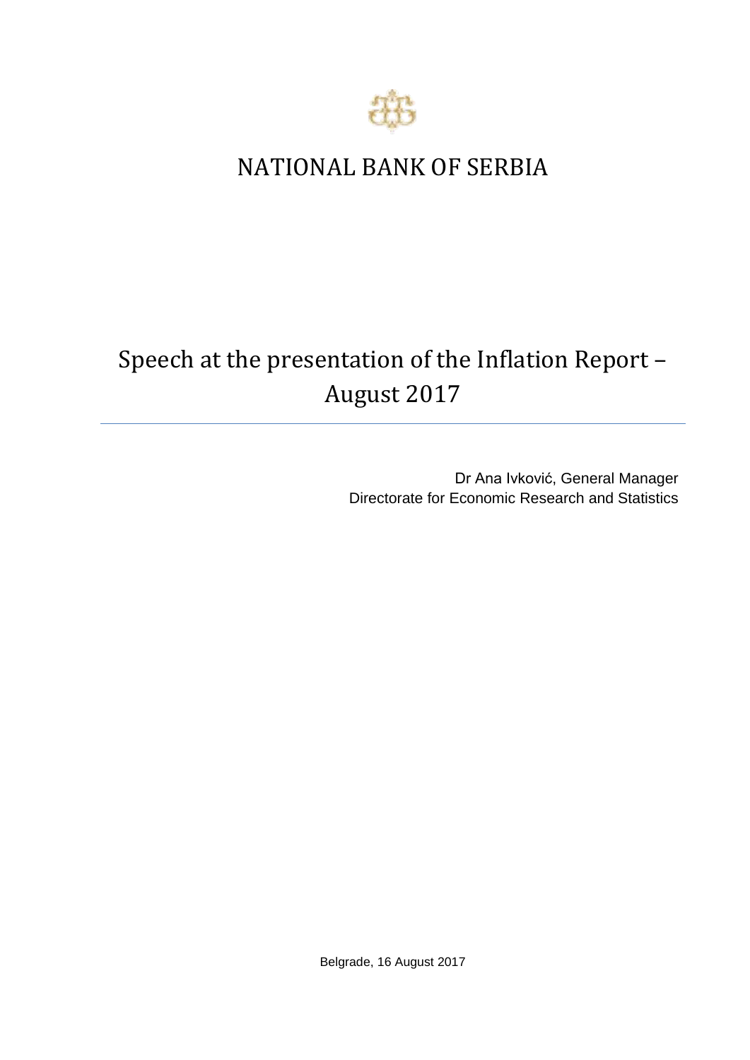# NATIONAL BANK OF SERBIA

## Speech at the presentation of the Inflation Report – August 2017

Dr Ana Ivković, General Manager
Directorate for Economic Research and Statistics

Belgrade, 16 August 2017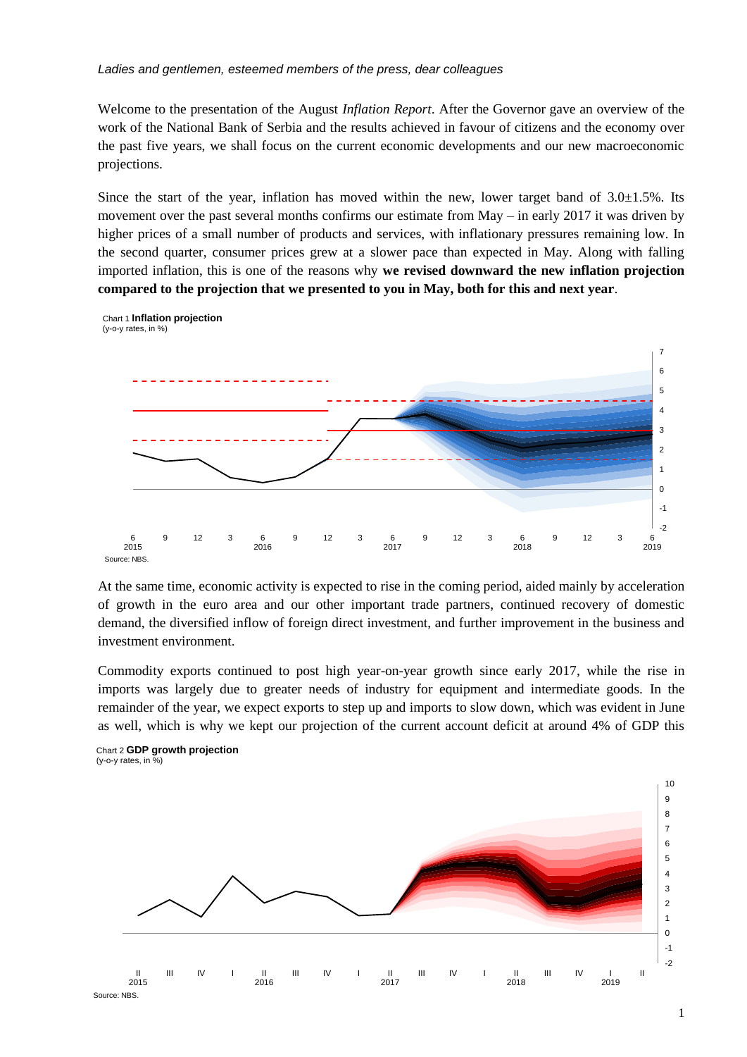*Ladies and gentlemen, esteemed members of the press, dear colleagues*

Welcome to the presentation of the August *Inflation Report*. After the Governor gave an overview of the work of the National Bank of Serbia and the results achieved in favour of citizens and the economy over the past five years, we shall focus on the current economic developments and our new macroeconomic projections.

Since the start of the year, inflation has moved within the new, lower target band of 3.0±1.5%. Its movement over the past several months confirms our estimate from May – in early 2017 it was driven by higher prices of a small number of products and services, with inflationary pressures remaining low. In the second quarter, consumer prices grew at a slower pace than expected in May. Along with falling imported inflation, this is one of the reasons why **we revised downward the new inflation projection compared to the projection that we presented to you in May, both for this and next year**.

Chart 1 **Inflation projection**
(y-o-y rates, in %)

Source: NBS.

At the same time, economic activity is expected to rise in the coming period, aided mainly by acceleration of growth in the euro area and our other important trade partners, continued recovery of domestic demand, the diversified inflow of foreign direct investment, and further improvement in the business and investment environment.

Commodity exports continued to post high year-on-year growth since early 2017, while the rise in imports was largely due to greater needs of industry for equipment and intermediate goods. In the remainder of the year, we expect exports to step up and imports to slow down, which was evident in June as well, which is why we kept our projection of the current account deficit at around 4% of GDP this

Chart 2 **GDP growth projection**
(y-o-y rates, in %)

Source: NBS.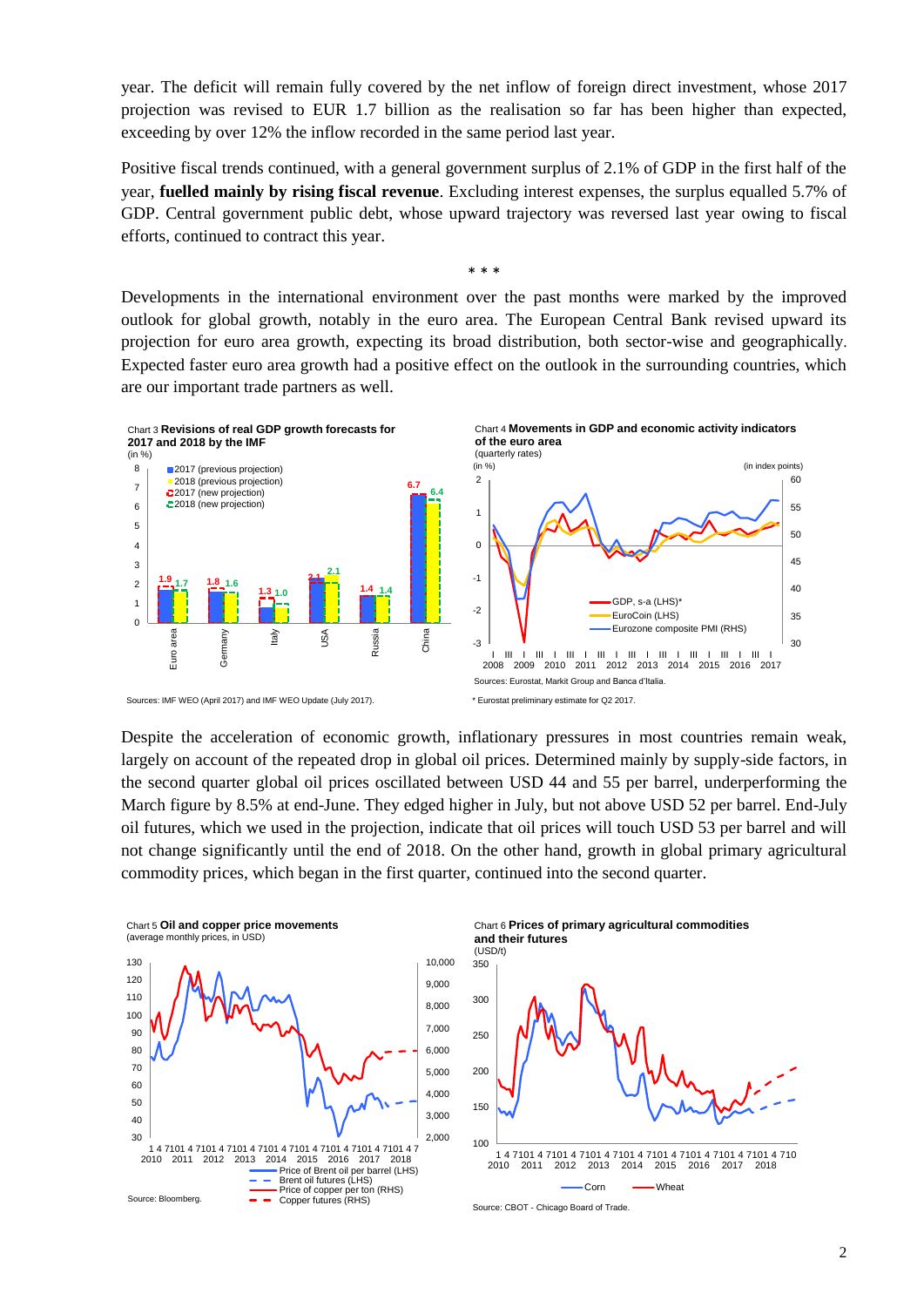year. The deficit will remain fully covered by the net inflow of foreign direct investment, whose 2017 projection was revised to EUR 1.7 billion as the realisation so far has been higher than expected, exceeding by over 12% the inflow recorded in the same period last year.

Positive fiscal trends continued, with a general government surplus of 2.1% of GDP in the first half of the year, **fuelled mainly by rising fiscal revenue**. Excluding interest expenses, the surplus equalled 5.7% of GDP. Central government public debt, whose upward trajectory was reversed last year owing to fiscal efforts, continued to contract this year.

\* \* \*

Developments in the international environment over the past months were marked by the improved outlook for global growth, notably in the euro area. The European Central Bank revised upward its projection for euro area growth, expecting its broad distribution, both sector-wise and geographically. Expected faster euro area growth had a positive effect on the outlook in the surrounding countries, which are our important trade partners as well.

Chart 3 **Revisions of real GDP growth forecasts for 2017 and 2018 by the IMF**
(in %)

Sources: IMF WEO (April 2017) and IMF WEO Update (July 2017).

Chart 4 **Movements in GDP and economic activity indicators of the euro area**
(quarterly rates)

Sources: Eurostat, Markit Group and Banca d'Italia.

\* Eurostat preliminary estimate for Q2 2017.

Despite the acceleration of economic growth, inflationary pressures in most countries remain weak, largely on account of the repeated drop in global oil prices. Determined mainly by supply-side factors, in the second quarter global oil prices oscillated between USD 44 and 55 per barrel, underperforming the March figure by 8.5% at end-June. They edged higher in July, but not above USD 52 per barrel. End-July oil futures, which we used in the projection, indicate that oil prices will touch USD 53 per barrel and will not change significantly until the end of 2018. On the other hand, growth in global primary agricultural commodity prices, which began in the first quarter, continued into the second quarter.

Chart 5 **Oil and copper price movements**
(average monthly prices, in USD)

Source: Bloomberg.

Chart 6 **Prices of primary agricultural commodities and their futures**
(USD/t)

Source: CBOT - Chicago Board of Trade.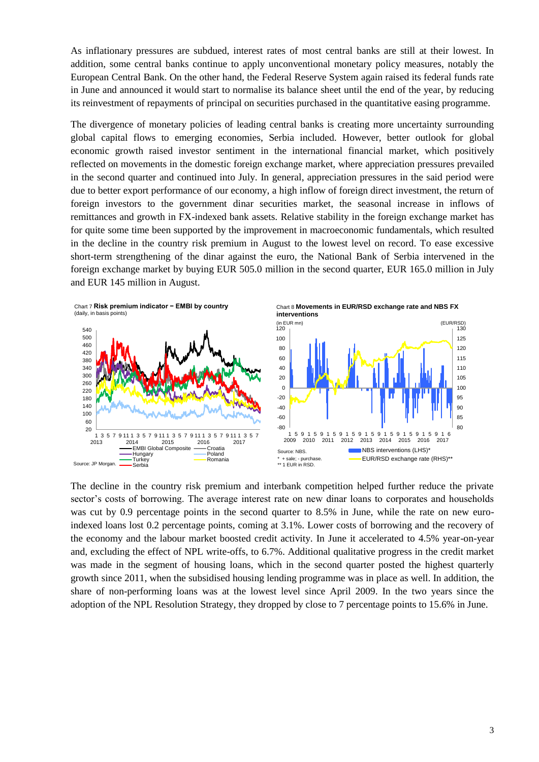As inflationary pressures are subdued, interest rates of most central banks are still at their lowest. In addition, some central banks continue to apply unconventional monetary policy measures, notably the European Central Bank. On the other hand, the Federal Reserve System again raised its federal funds rate in June and announced it would start to normalise its balance sheet until the end of the year, by reducing its reinvestment of repayments of principal on securities purchased in the quantitative easing programme.

The divergence of monetary policies of leading central banks is creating more uncertainty surrounding global capital flows to emerging economies, Serbia included. However, better outlook for global economic growth raised investor sentiment in the international financial market, which positively reflected on movements in the domestic foreign exchange market, where appreciation pressures prevailed in the second quarter and continued into July. In general, appreciation pressures in the said period were due to better export performance of our economy, a high inflow of foreign direct investment, the return of foreign investors to the government dinar securities market, the seasonal increase in inflows of remittances and growth in FX-indexed bank assets. Relative stability in the foreign exchange market has for quite some time been supported by the improvement in macroeconomic fundamentals, which resulted in the decline in the country risk premium in August to the lowest level on record. To ease excessive short-term strengthening of the dinar against the euro, the National Bank of Serbia intervened in the foreign exchange market by buying EUR 505.0 million in the second quarter, EUR 165.0 million in July and EUR 145 million in August.

Chart 7 **Risk premium indicator − EMBI by country**
(daily, in basis points)

Source: JP Morgan.

Chart 8 **Movements in EUR/RSD exchange rate and NBS FX interventions**

Source: NBS.
\* + sale; - purchase.
\*\* 1 EUR in RSD.

The decline in the country risk premium and interbank competition helped further reduce the private sector's costs of borrowing. The average interest rate on new dinar loans to corporates and households was cut by 0.9 percentage points in the second quarter to 8.5% in June, while the rate on new euro-indexed loans lost 0.2 percentage points, coming at 3.1%. Lower costs of borrowing and the recovery of the economy and the labour market boosted credit activity. In June it accelerated to 4.5% year-on-year and, excluding the effect of NPL write-offs, to 6.7%. Additional qualitative progress in the credit market was made in the segment of housing loans, which in the second quarter posted the highest quarterly growth since 2011, when the subsidised housing lending programme was in place as well. In addition, the share of non-performing loans was at the lowest level since April 2009. In the two years since the adoption of the NPL Resolution Strategy, they dropped by close to 7 percentage points to 15.6% in June.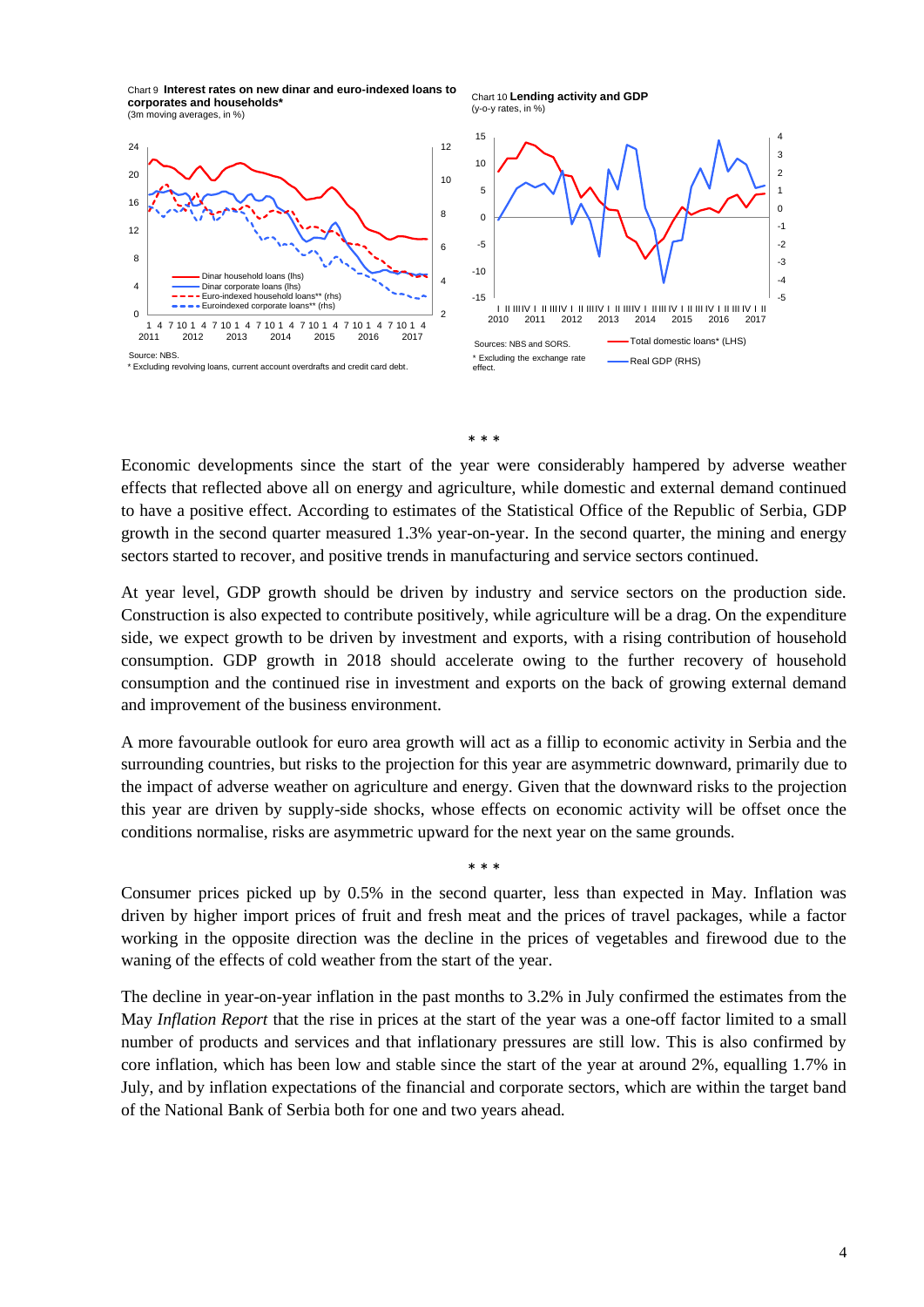Chart 9 **Interest rates on new dinar and euro-indexed loans to corporates and households***
(3m moving averages, in %)

- Dinar household loans (lhs)
- Dinar corporate loans (lhs)
- Euro-indexed household loans** (rhs)
- Euroindexed corporate loans** (rhs)

Source: NBS.
* Excluding revolving loans, current account overdrafts and credit card debt.

Chart 10 **Lending activity and GDP**
(y-o-y rates, in %)

- Total domestic loans* (LHS)
- Real GDP (RHS)

Sources: NBS and SORS.
* Excluding the exchange rate effect.

\* \* \*

Economic developments since the start of the year were considerably hampered by adverse weather effects that reflected above all on energy and agriculture, while domestic and external demand continued to have a positive effect. According to estimates of the Statistical Office of the Republic of Serbia, GDP growth in the second quarter measured 1.3% year-on-year. In the second quarter, the mining and energy sectors started to recover, and positive trends in manufacturing and service sectors continued.

At year level, GDP growth should be driven by industry and service sectors on the production side. Construction is also expected to contribute positively, while agriculture will be a drag. On the expenditure side, we expect growth to be driven by investment and exports, with a rising contribution of household consumption. GDP growth in 2018 should accelerate owing to the further recovery of household consumption and the continued rise in investment and exports on the back of growing external demand and improvement of the business environment.

A more favourable outlook for euro area growth will act as a fillip to economic activity in Serbia and the surrounding countries, but risks to the projection for this year are asymmetric downward, primarily due to the impact of adverse weather on agriculture and energy. Given that the downward risks to the projection this year are driven by supply-side shocks, whose effects on economic activity will be offset once the conditions normalise, risks are asymmetric upward for the next year on the same grounds.

\* \* \*

Consumer prices picked up by 0.5% in the second quarter, less than expected in May. Inflation was driven by higher import prices of fruit and fresh meat and the prices of travel packages, while a factor working in the opposite direction was the decline in the prices of vegetables and firewood due to the waning of the effects of cold weather from the start of the year.

The decline in year-on-year inflation in the past months to 3.2% in July confirmed the estimates from the May *Inflation Report* that the rise in prices at the start of the year was a one-off factor limited to a small number of products and services and that inflationary pressures are still low. This is also confirmed by core inflation, which has been low and stable since the start of the year at around 2%, equalling 1.7% in July, and by inflation expectations of the financial and corporate sectors, which are within the target band of the National Bank of Serbia both for one and two years ahead.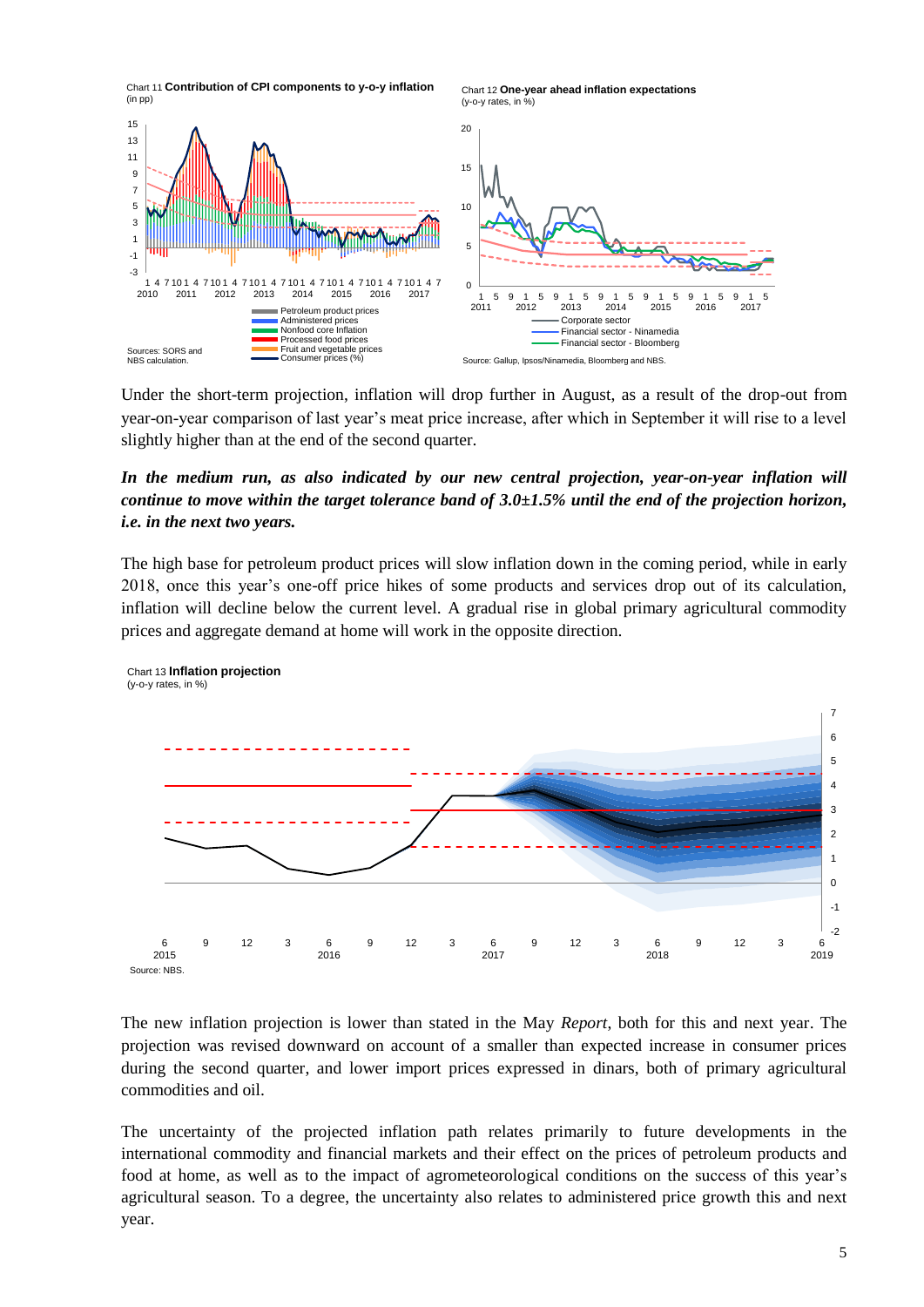Chart 11 **Contribution of CPI components to y-o-y inflation**
(in pp)

Sources: SORS and NBS calculation.

Chart 12 **One-year ahead inflation expectations**
(y-o-y rates, in %)

Source: Gallup, Ipsos/Ninamedia, Bloomberg and NBS.

Under the short-term projection, inflation will drop further in August, as a result of the drop-out from year-on-year comparison of last year's meat price increase, after which in September it will rise to a level slightly higher than at the end of the second quarter.

***In the medium run, as also indicated by our new central projection, year-on-year inflation will continue to move within the target tolerance band of 3.0±1.5% until the end of the projection horizon, i.e. in the next two years.***

The high base for petroleum product prices will slow inflation down in the coming period, while in early 2018, once this year's one-off price hikes of some products and services drop out of its calculation, inflation will decline below the current level. A gradual rise in global primary agricultural commodity prices and aggregate demand at home will work in the opposite direction.

Chart 13 **Inflation projection**
(y-o-y rates, in %)

Source: NBS.

The new inflation projection is lower than stated in the May *Report*, both for this and next year. The projection was revised downward on account of a smaller than expected increase in consumer prices during the second quarter, and lower import prices expressed in dinars, both of primary agricultural commodities and oil.

The uncertainty of the projected inflation path relates primarily to future developments in the international commodity and financial markets and their effect on the prices of petroleum products and food at home, as well as to the impact of agrometeorological conditions on the success of this year's agricultural season. To a degree, the uncertainty also relates to administered price growth this and next year.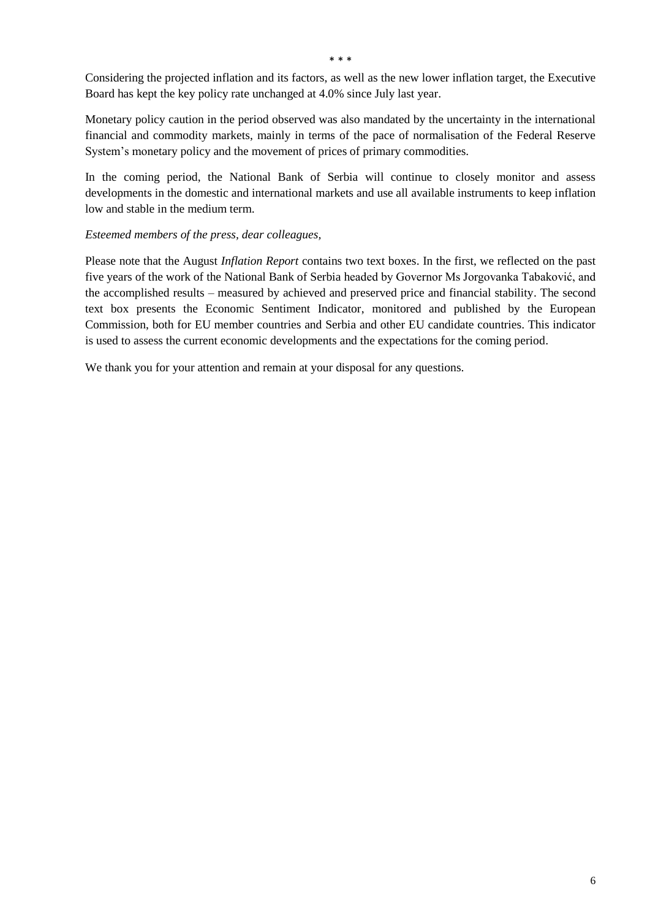\* \* \*

Considering the projected inflation and its factors, as well as the new lower inflation target, the Executive Board has kept the key policy rate unchanged at 4.0% since July last year.

Monetary policy caution in the period observed was also mandated by the uncertainty in the international financial and commodity markets, mainly in terms of the pace of normalisation of the Federal Reserve System's monetary policy and the movement of prices of primary commodities.

In the coming period, the National Bank of Serbia will continue to closely monitor and assess developments in the domestic and international markets and use all available instruments to keep inflation low and stable in the medium term.

*Esteemed members of the press, dear colleagues,*

Please note that the August *Inflation Report* contains two text boxes. In the first, we reflected on the past five years of the work of the National Bank of Serbia headed by Governor Ms Jorgovanka Tabaković, and the accomplished results – measured by achieved and preserved price and financial stability. The second text box presents the Economic Sentiment Indicator, monitored and published by the European Commission, both for EU member countries and Serbia and other EU candidate countries. This indicator is used to assess the current economic developments and the expectations for the coming period.

We thank you for your attention and remain at your disposal for any questions.